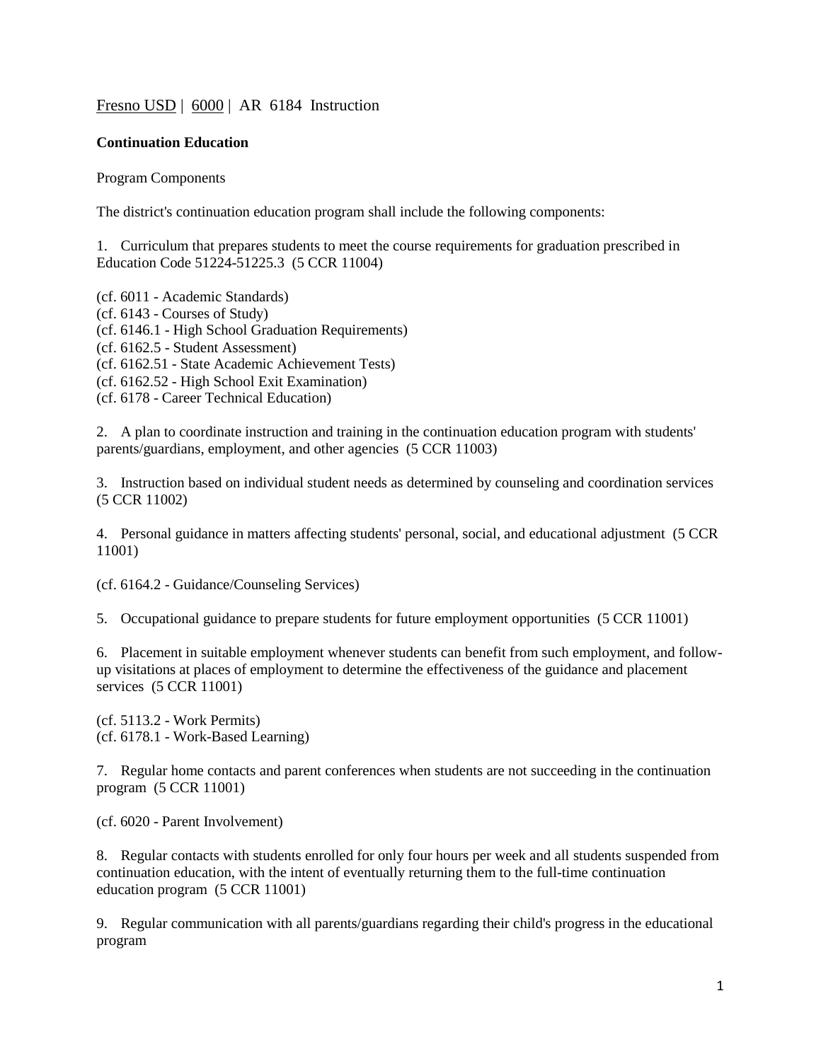Fresno USD | 6000 | AR 6184 Instruction

**Continuation Education**

Program Components

The district's continuation education program shall include the following components:

1. Curriculum that prepares students to meet the course requirements for graduation prescribed in Education Code 51224-51225.3 (5 CCR 11004)

(cf. 6011 - Academic Standards)
(cf. 6143 - Courses of Study)
(cf. 6146.1 - High School Graduation Requirements)
(cf. 6162.5 - Student Assessment)
(cf. 6162.51 - State Academic Achievement Tests)
(cf. 6162.52 - High School Exit Examination)
(cf. 6178 - Career Technical Education)

2. A plan to coordinate instruction and training in the continuation education program with students' parents/guardians, employment, and other agencies (5 CCR 11003)

3. Instruction based on individual student needs as determined by counseling and coordination services (5 CCR 11002)

4. Personal guidance in matters affecting students' personal, social, and educational adjustment (5 CCR 11001)

(cf. 6164.2 - Guidance/Counseling Services)

5. Occupational guidance to prepare students for future employment opportunities (5 CCR 11001)

6. Placement in suitable employment whenever students can benefit from such employment, and follow-up visitations at places of employment to determine the effectiveness of the guidance and placement services (5 CCR 11001)

(cf. 5113.2 - Work Permits)
(cf. 6178.1 - Work-Based Learning)

7. Regular home contacts and parent conferences when students are not succeeding in the continuation program (5 CCR 11001)

(cf. 6020 - Parent Involvement)

8. Regular contacts with students enrolled for only four hours per week and all students suspended from continuation education, with the intent of eventually returning them to the full-time continuation education program (5 CCR 11001)

9. Regular communication with all parents/guardians regarding their child's progress in the educational program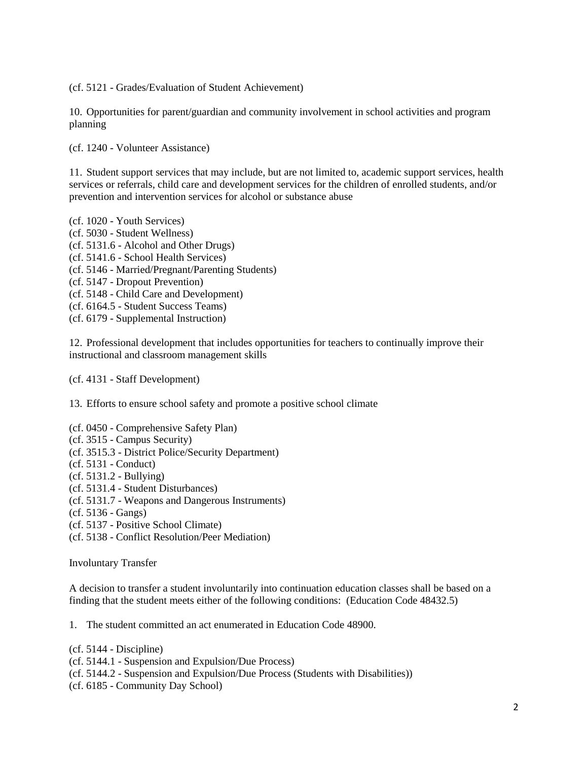(cf. 5121 - Grades/Evaluation of Student Achievement)

10. Opportunities for parent/guardian and community involvement in school activities and program planning

(cf. 1240 - Volunteer Assistance)

11. Student support services that may include, but are not limited to, academic support services, health services or referrals, child care and development services for the children of enrolled students, and/or prevention and intervention services for alcohol or substance abuse

(cf. 1020 - Youth Services)
(cf. 5030 - Student Wellness)
(cf. 5131.6 - Alcohol and Other Drugs)
(cf. 5141.6 - School Health Services)
(cf. 5146 - Married/Pregnant/Parenting Students)
(cf. 5147 - Dropout Prevention)
(cf. 5148 - Child Care and Development)
(cf. 6164.5 - Student Success Teams)
(cf. 6179 - Supplemental Instruction)

12. Professional development that includes opportunities for teachers to continually improve their instructional and classroom management skills

(cf. 4131 - Staff Development)

13. Efforts to ensure school safety and promote a positive school climate

(cf. 0450 - Comprehensive Safety Plan)
(cf. 3515 - Campus Security)
(cf. 3515.3 - District Police/Security Department)
(cf. 5131 - Conduct)
(cf. 5131.2 - Bullying)
(cf. 5131.4 - Student Disturbances)
(cf. 5131.7 - Weapons and Dangerous Instruments)
(cf. 5136 - Gangs)
(cf. 5137 - Positive School Climate)
(cf. 5138 - Conflict Resolution/Peer Mediation)

Involuntary Transfer

A decision to transfer a student involuntarily into continuation education classes shall be based on a finding that the student meets either of the following conditions: (Education Code 48432.5)

1. The student committed an act enumerated in Education Code 48900.

(cf. 5144 - Discipline)
(cf. 5144.1 - Suspension and Expulsion/Due Process)
(cf. 5144.2 - Suspension and Expulsion/Due Process (Students with Disabilities))
(cf. 6185 - Community Day School)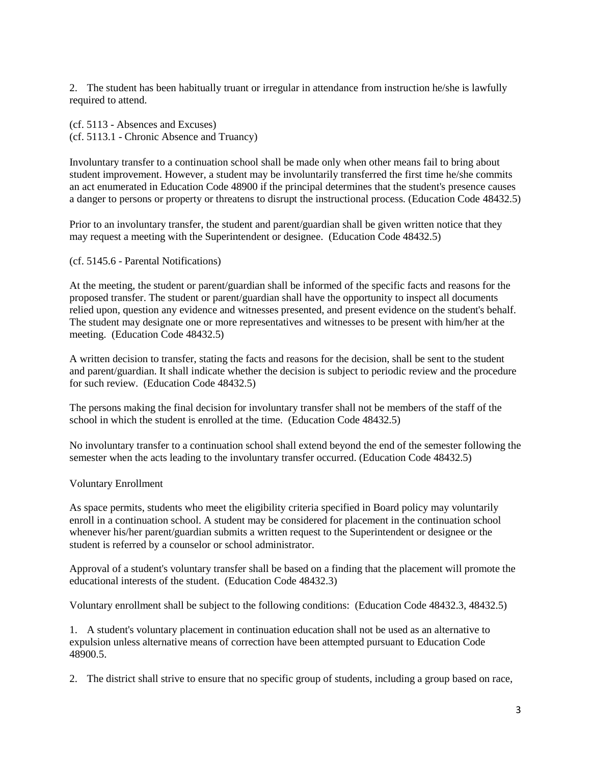2. The student has been habitually truant or irregular in attendance from instruction he/she is lawfully required to attend.

(cf. 5113 - Absences and Excuses)
(cf. 5113.1 - Chronic Absence and Truancy)

Involuntary transfer to a continuation school shall be made only when other means fail to bring about student improvement. However, a student may be involuntarily transferred the first time he/she commits an act enumerated in Education Code 48900 if the principal determines that the student's presence causes a danger to persons or property or threatens to disrupt the instructional process. (Education Code 48432.5)

Prior to an involuntary transfer, the student and parent/guardian shall be given written notice that they may request a meeting with the Superintendent or designee. (Education Code 48432.5)

(cf. 5145.6 - Parental Notifications)

At the meeting, the student or parent/guardian shall be informed of the specific facts and reasons for the proposed transfer. The student or parent/guardian shall have the opportunity to inspect all documents relied upon, question any evidence and witnesses presented, and present evidence on the student's behalf. The student may designate one or more representatives and witnesses to be present with him/her at the meeting. (Education Code 48432.5)

A written decision to transfer, stating the facts and reasons for the decision, shall be sent to the student and parent/guardian. It shall indicate whether the decision is subject to periodic review and the procedure for such review. (Education Code 48432.5)

The persons making the final decision for involuntary transfer shall not be members of the staff of the school in which the student is enrolled at the time. (Education Code 48432.5)

No involuntary transfer to a continuation school shall extend beyond the end of the semester following the semester when the acts leading to the involuntary transfer occurred. (Education Code 48432.5)

Voluntary Enrollment

As space permits, students who meet the eligibility criteria specified in Board policy may voluntarily enroll in a continuation school. A student may be considered for placement in the continuation school whenever his/her parent/guardian submits a written request to the Superintendent or designee or the student is referred by a counselor or school administrator.

Approval of a student's voluntary transfer shall be based on a finding that the placement will promote the educational interests of the student. (Education Code 48432.3)

Voluntary enrollment shall be subject to the following conditions: (Education Code 48432.3, 48432.5)

1. A student's voluntary placement in continuation education shall not be used as an alternative to expulsion unless alternative means of correction have been attempted pursuant to Education Code 48900.5.

2. The district shall strive to ensure that no specific group of students, including a group based on race,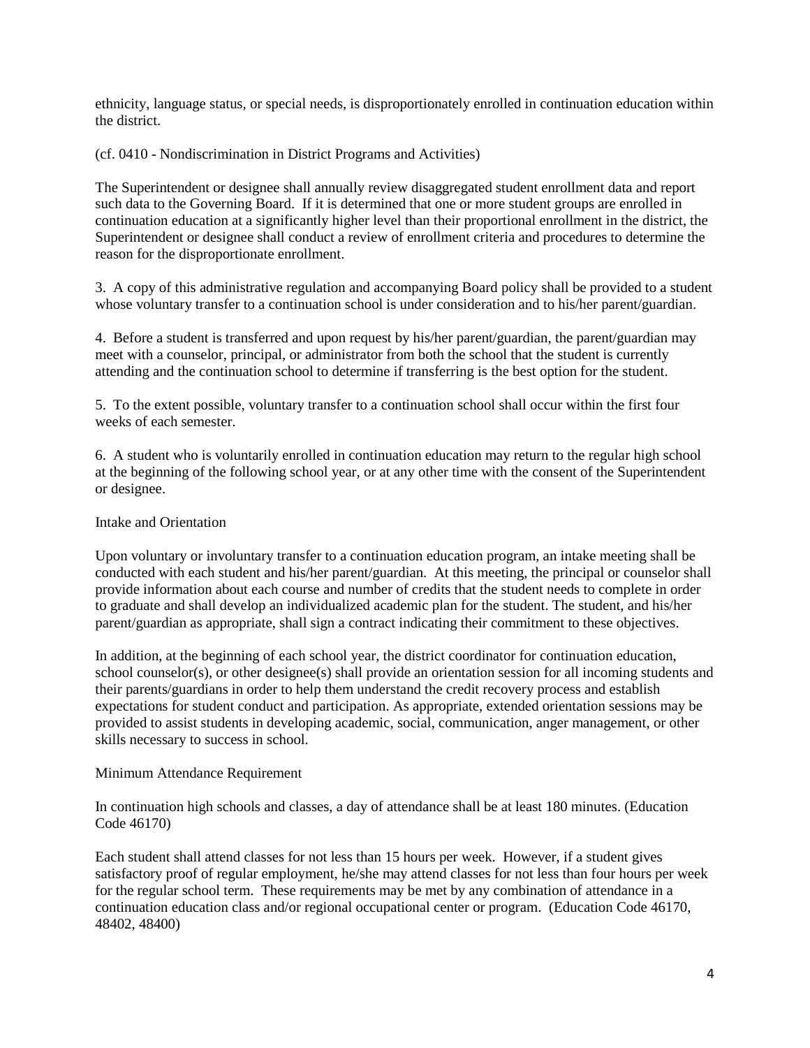ethnicity, language status, or special needs, is disproportionately enrolled in continuation education within the district.

(cf. 0410 - Nondiscrimination in District Programs and Activities)

The Superintendent or designee shall annually review disaggregated student enrollment data and report such data to the Governing Board. If it is determined that one or more student groups are enrolled in continuation education at a significantly higher level than their proportional enrollment in the district, the Superintendent or designee shall conduct a review of enrollment criteria and procedures to determine the reason for the disproportionate enrollment.

3. A copy of this administrative regulation and accompanying Board policy shall be provided to a student whose voluntary transfer to a continuation school is under consideration and to his/her parent/guardian.

4. Before a student is transferred and upon request by his/her parent/guardian, the parent/guardian may meet with a counselor, principal, or administrator from both the school that the student is currently attending and the continuation school to determine if transferring is the best option for the student.

5. To the extent possible, voluntary transfer to a continuation school shall occur within the first four weeks of each semester.

6. A student who is voluntarily enrolled in continuation education may return to the regular high school at the beginning of the following school year, or at any other time with the consent of the Superintendent or designee.

## Intake and Orientation

Upon voluntary or involuntary transfer to a continuation education program, an intake meeting shall be conducted with each student and his/her parent/guardian. At this meeting, the principal or counselor shall provide information about each course and number of credits that the student needs to complete in order to graduate and shall develop an individualized academic plan for the student. The student, and his/her parent/guardian as appropriate, shall sign a contract indicating their commitment to these objectives.

In addition, at the beginning of each school year, the district coordinator for continuation education, school counselor(s), or other designee(s) shall provide an orientation session for all incoming students and their parents/guardians in order to help them understand the credit recovery process and establish expectations for student conduct and participation. As appropriate, extended orientation sessions may be provided to assist students in developing academic, social, communication, anger management, or other skills necessary to success in school.

## Minimum Attendance Requirement

In continuation high schools and classes, a day of attendance shall be at least 180 minutes. (Education Code 46170)

Each student shall attend classes for not less than 15 hours per week. However, if a student gives satisfactory proof of regular employment, he/she may attend classes for not less than four hours per week for the regular school term. These requirements may be met by any combination of attendance in a continuation education class and/or regional occupational center or program. (Education Code 46170, 48402, 48400)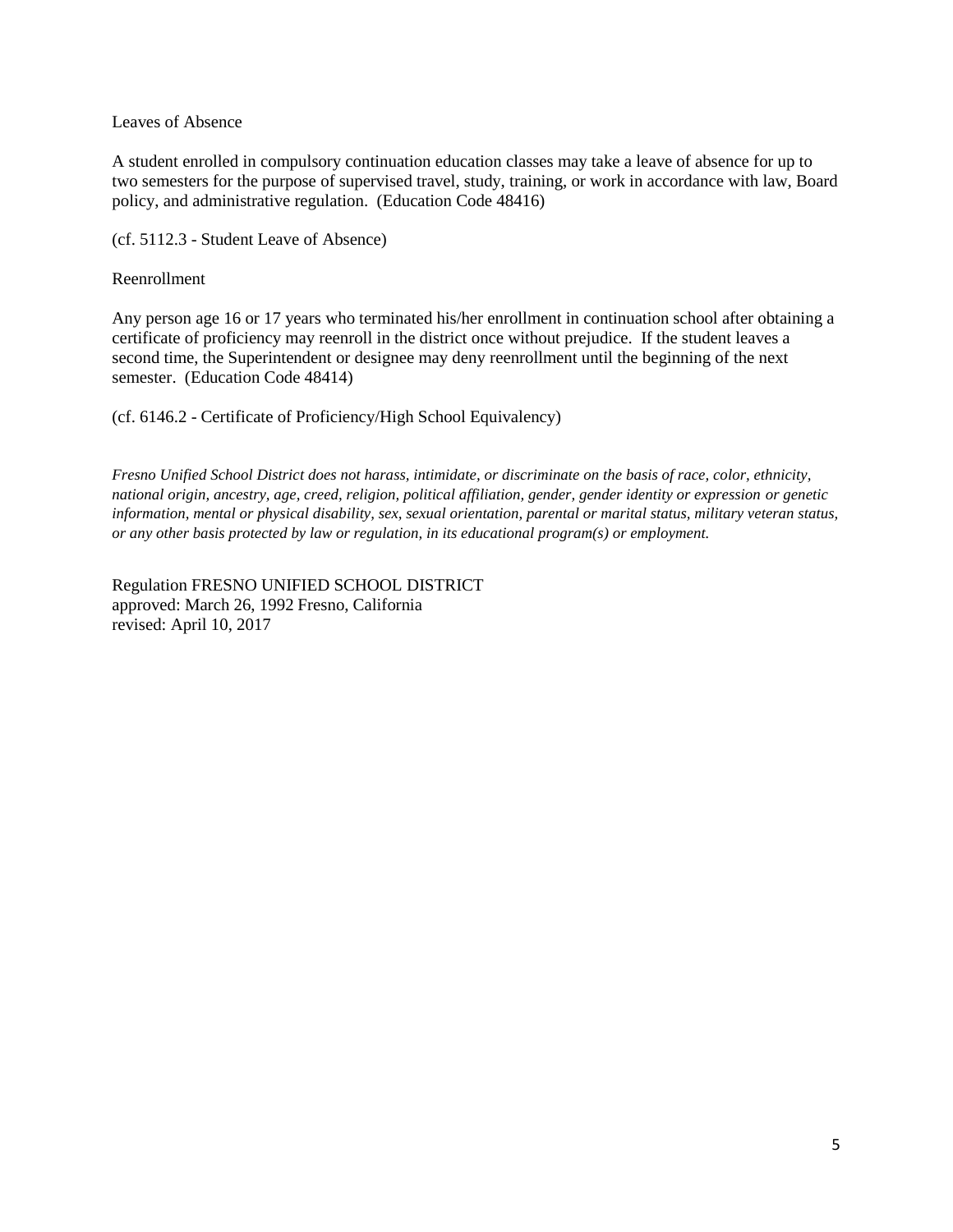Leaves of Absence

A student enrolled in compulsory continuation education classes may take a leave of absence for up to two semesters for the purpose of supervised travel, study, training, or work in accordance with law, Board policy, and administrative regulation. (Education Code 48416)

(cf. 5112.3 - Student Leave of Absence)

Reenrollment

Any person age 16 or 17 years who terminated his/her enrollment in continuation school after obtaining a certificate of proficiency may reenroll in the district once without prejudice. If the student leaves a second time, the Superintendent or designee may deny reenrollment until the beginning of the next semester. (Education Code 48414)

(cf. 6146.2 - Certificate of Proficiency/High School Equivalency)

*Fresno Unified School District does not harass, intimidate, or discriminate on the basis of race, color, ethnicity, national origin, ancestry, age, creed, religion, political affiliation, gender, gender identity or expression or genetic information, mental or physical disability, sex, sexual orientation, parental or marital status, military veteran status, or any other basis protected by law or regulation, in its educational program(s) or employment.*

Regulation FRESNO UNIFIED SCHOOL DISTRICT
approved: March 26, 1992 Fresno, California
revised: April 10, 2017